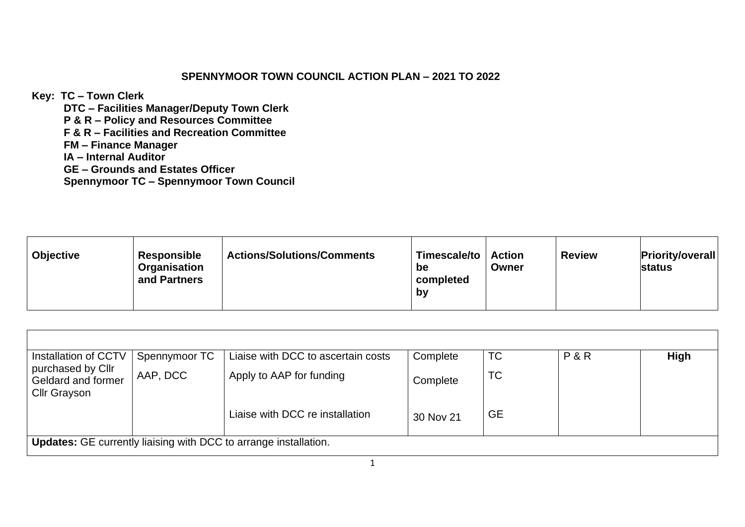# SPENNYMOOR TOWN COUNCIL ACTION PLAN – 2021 TO 2022

**Key: TC – Town Clerk**
**DTC – Facilities Manager/Deputy Town Clerk**
**P & R – Policy and Resources Committee**
**F & R – Facilities and Recreation Committee**
**FM – Finance Manager**
**IA – Internal Auditor**
**GE – Grounds and Estates Officer**
**Spennymoor TC – Spennymoor Town Council**

| Objective | Responsible Organisation and Partners | Actions/Solutions/Comments | Timescale/to be completed by | Action Owner | Review | Priority/overall status |
|---|---|---|---|---|---|---|
| | | | | | | |
| Installation of CCTV purchased by Cllr Geldard and former Cllr Grayson | Spennymoor TC | Liaise with DCC to ascertain costs | Complete | TC | P & R | **High** |
| | AAP, DCC | Apply to AAP for funding | Complete | TC | | |
| | | Liaise with DCC re installation | 30 Nov 21 | GE | | |
| **Updates:** GE currently liaising with DCC to arrange installation. | | | | | | |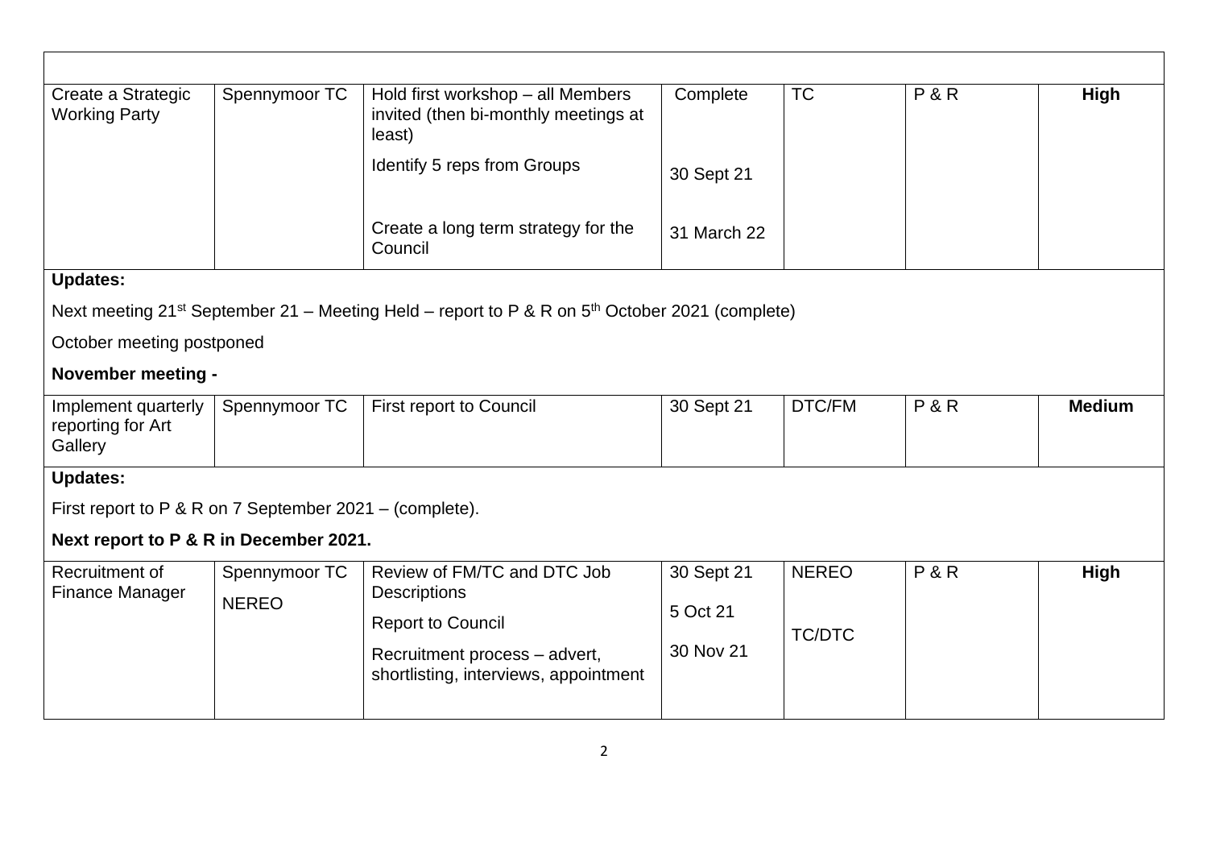| | | | | | | |
|---|---|---|---|---|---|---|
| Create a Strategic Working Party | Spennymoor TC | Hold first workshop – all Members invited (then bi-monthly meetings at least)<br><br>Identify 5 reps from Groups<br><br>Create a long term strategy for the Council | Complete<br><br>30 Sept 21<br><br>31 March 22 | TC | P & R | **High** |
| **Updates:**<br><br>Next meeting 21st September 21 – Meeting Held – report to P & R on 5th October 2021 (complete)<br><br>October meeting postponed<br><br>**November meeting -** | | | | | | |
| Implement quarterly reporting for Art Gallery | Spennymoor TC | First report to Council | 30 Sept 21 | DTC/FM | P & R | **Medium** |
| **Updates:**<br><br>First report to P & R on 7 September 2021 – (complete).<br><br>**Next report to P & R in December 2021.** | | | | | | |
| Recruitment of Finance Manager | Spennymoor TC<br><br>NEREO | Review of FM/TC and DTC Job Descriptions<br><br>Report to Council<br><br>Recruitment process – advert, shortlisting, interviews, appointment | 30 Sept 21<br><br>5 Oct 21<br><br>30 Nov 21 | NEREO<br><br>TC/DTC | P & R | **High** |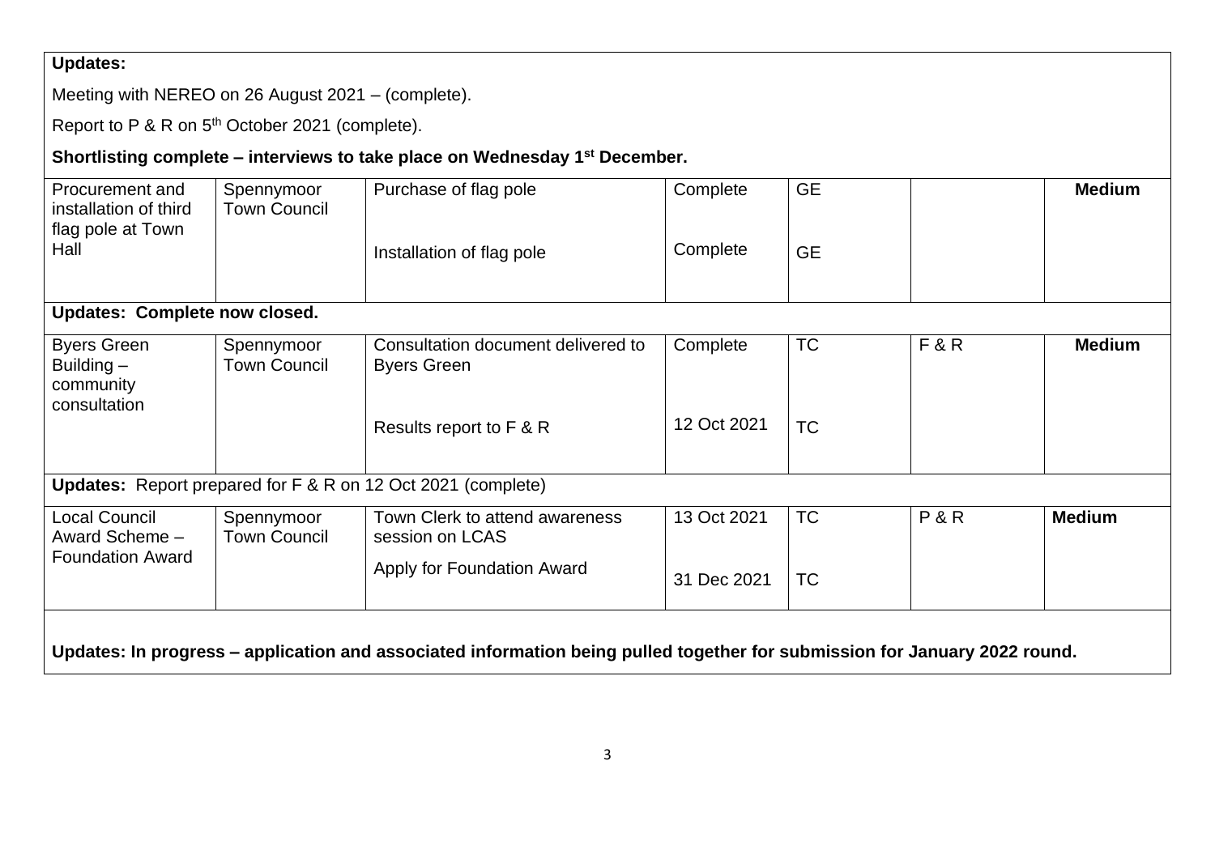**Updates:**

Meeting with NEREO on 26 August 2021 – (complete).

Report to P & R on 5th October 2021 (complete).

**Shortlisting complete – interviews to take place on Wednesday 1st December.**

| | | | | | | |
|---|---|---|---|---|---|---|
| Procurement and installation of third flag pole at Town Hall | Spennymoor Town Council | Purchase of flag pole<br><br>Installation of flag pole | Complete<br><br>Complete | GE<br><br>GE | | **Medium** |

**Updates: Complete now closed.**

| | | | | | | |
|---|---|---|---|---|---|---|
| Byers Green Building – community consultation | Spennymoor Town Council | Consultation document delivered to Byers Green<br><br>Results report to F & R | Complete<br><br>12 Oct 2021 | TC<br><br>TC | F & R | **Medium** |

**Updates:** Report prepared for F & R on 12 Oct 2021 (complete)

| | | | | | | |
|---|---|---|---|---|---|---|
| Local Council Award Scheme – Foundation Award | Spennymoor Town Council | Town Clerk to attend awareness session on LCAS<br><br>Apply for Foundation Award | 13 Oct 2021<br><br>31 Dec 2021 | TC<br><br>TC | P & R | **Medium** |

**Updates: In progress – application and associated information being pulled together for submission for January 2022 round.**